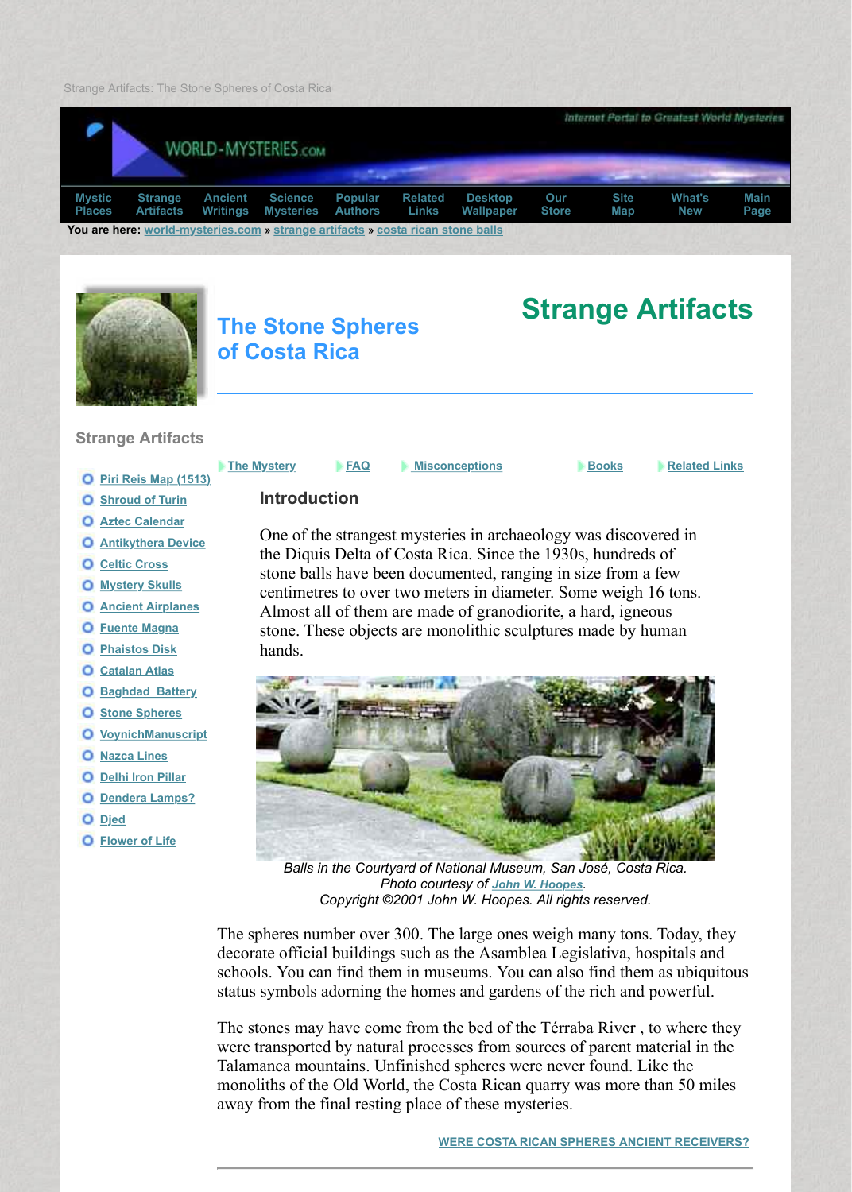Strange Artifacts: The Stone Spheres of Costa Rica

Mystic Places | Strange Artifacts | Ancient Writings | Science Mysteries | Popular Authors | Related Links | Desktop Wallpaper | Our Store | Site Map | What's New | Main Page

**You are here:** world-mysteries.com » strange artifacts » costa rican stone balls

# Strange Artifacts

## The Stone Spheres of Costa Rica

### Strange Artifacts

- Piri Reis Map (1513)
- Shroud of Turin
- Aztec Calendar
- Antikythera Device
- Celtic Cross
- Mystery Skulls
- Ancient Airplanes
- Fuente Magna
- Phaistos Disk
- Catalan Atlas
- Baghdad Battery
- Stone Spheres
- VoynichManuscript
- Nazca Lines
- Delhi Iron Pillar
- Dendera Lamps?
- Djed
- Flower of Life

The Mystery | FAQ | Misconceptions | Books | Related Links

### Introduction

One of the strangest mysteries in archaeology was discovered in the Diquis Delta of Costa Rica. Since the 1930s, hundreds of stone balls have been documented, ranging in size from a few centimetres to over two meters in diameter. Some weigh 16 tons. Almost all of them are made of granodiorite, a hard, igneous stone. These objects are monolithic sculptures made by human hands.

*Balls in the Courtyard of National Museum, San José, Costa Rica.*
*Photo courtesy of John W. Hoopes.*
*Copyright ©2001 John W. Hoopes. All rights reserved.*

The spheres number over 300. The large ones weigh many tons. Today, they decorate official buildings such as the Asamblea Legislativa, hospitals and schools. You can find them in museums. You can also find them as ubiquitous status symbols adorning the homes and gardens of the rich and powerful.

The stones may have come from the bed of the Térraba River , to where they were transported by natural processes from sources of parent material in the Talamanca mountains. Unfinished spheres were never found. Like the monoliths of the Old World, the Costa Rican quarry was more than 50 miles away from the final resting place of these mysteries.

WERE COSTA RICAN SPHERES ANCIENT RECEIVERS?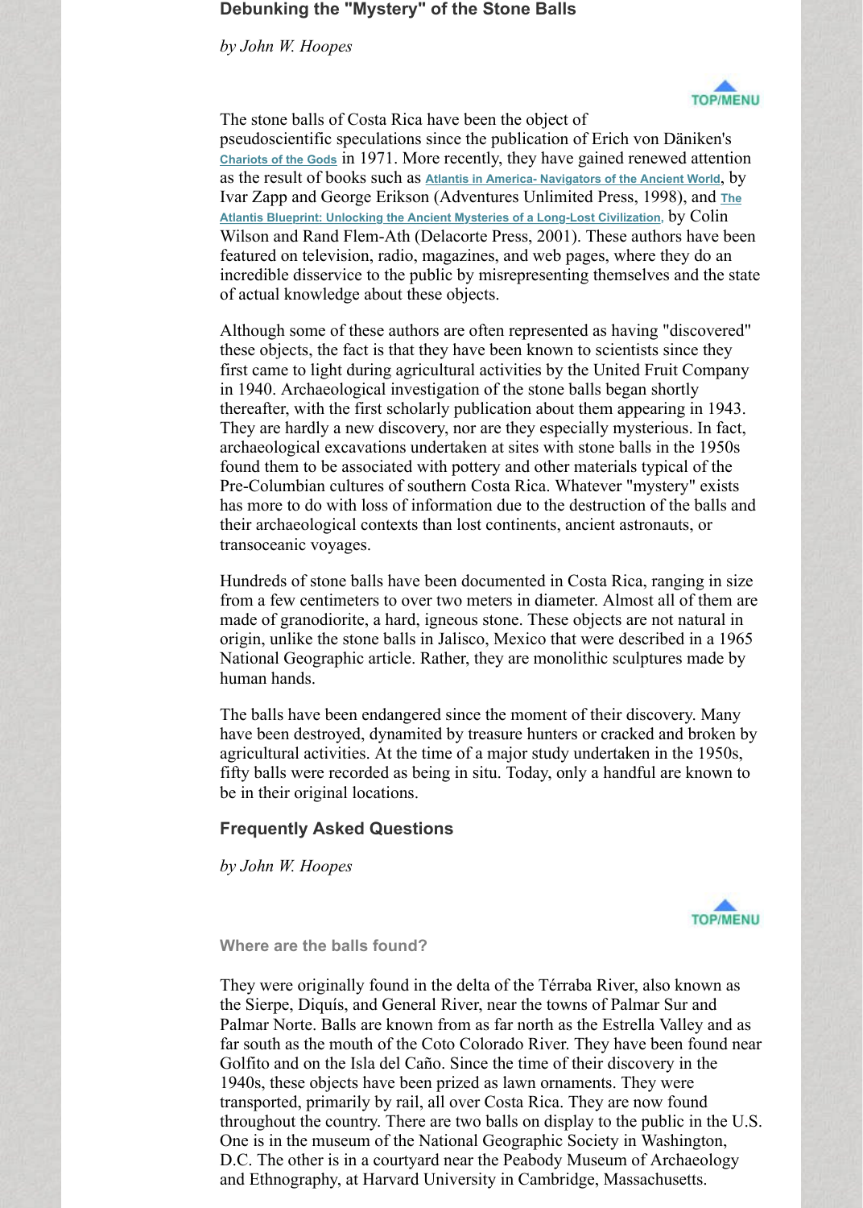## Debunking the "Mystery" of the Stone Balls

*by John W. Hoopes*

TOP/MENU

The stone balls of Costa Rica have been the object of pseudoscientific speculations since the publication of Erich von Däniken's Chariots of the Gods in 1971. More recently, they have gained renewed attention as the result of books such as Atlantis in America- Navigators of the Ancient World, by Ivar Zapp and George Erikson (Adventures Unlimited Press, 1998), and The Atlantis Blueprint: Unlocking the Ancient Mysteries of a Long-Lost Civilization, by Colin Wilson and Rand Flem-Ath (Delacorte Press, 2001). These authors have been featured on television, radio, magazines, and web pages, where they do an incredible disservice to the public by misrepresenting themselves and the state of actual knowledge about these objects.

Although some of these authors are often represented as having "discovered" these objects, the fact is that they have been known to scientists since they first came to light during agricultural activities by the United Fruit Company in 1940. Archaeological investigation of the stone balls began shortly thereafter, with the first scholarly publication about them appearing in 1943. They are hardly a new discovery, nor are they especially mysterious. In fact, archaeological excavations undertaken at sites with stone balls in the 1950s found them to be associated with pottery and other materials typical of the Pre-Columbian cultures of southern Costa Rica. Whatever "mystery" exists has more to do with loss of information due to the destruction of the balls and their archaeological contexts than lost continents, ancient astronauts, or transoceanic voyages.

Hundreds of stone balls have been documented in Costa Rica, ranging in size from a few centimeters to over two meters in diameter. Almost all of them are made of granodiorite, a hard, igneous stone. These objects are not natural in origin, unlike the stone balls in Jalisco, Mexico that were described in a 1965 National Geographic article. Rather, they are monolithic sculptures made by human hands.

The balls have been endangered since the moment of their discovery. Many have been destroyed, dynamited by treasure hunters or cracked and broken by agricultural activities. At the time of a major study undertaken in the 1950s, fifty balls were recorded as being in situ. Today, only a handful are known to be in their original locations.

## Frequently Asked Questions

*by John W. Hoopes*

TOP/MENU

### Where are the balls found?

They were originally found in the delta of the Térraba River, also known as the Sierpe, Diquís, and General River, near the towns of Palmar Sur and Palmar Norte. Balls are known from as far north as the Estrella Valley and as far south as the mouth of the Coto Colorado River. They have been found near Golfito and on the Isla del Caño. Since the time of their discovery in the 1940s, these objects have been prized as lawn ornaments. They were transported, primarily by rail, all over Costa Rica. They are now found throughout the country. There are two balls on display to the public in the U.S. One is in the museum of the National Geographic Society in Washington, D.C. The other is in a courtyard near the Peabody Museum of Archaeology and Ethnography, at Harvard University in Cambridge, Massachusetts.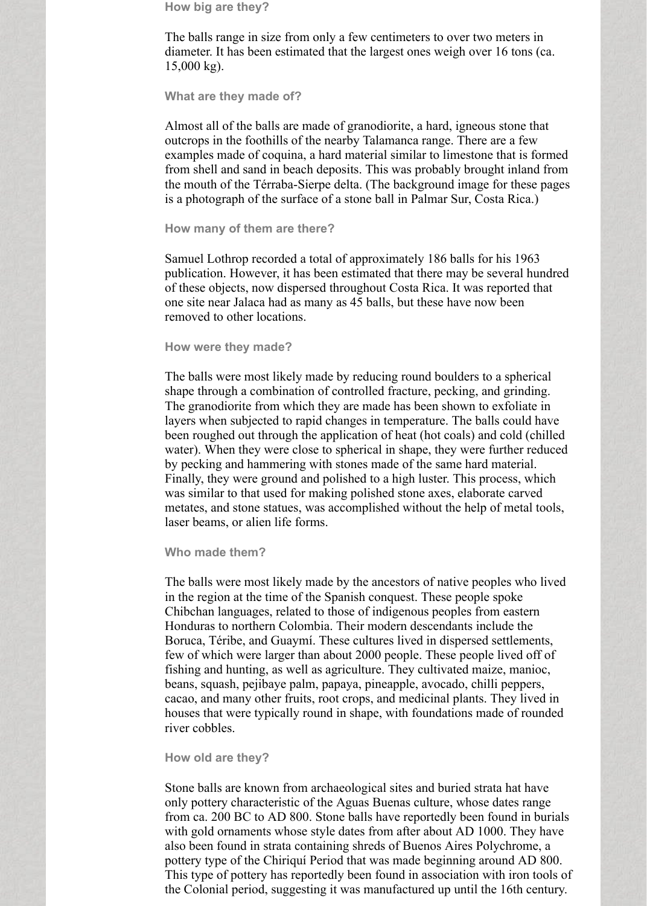### How big are they?

The balls range in size from only a few centimeters to over two meters in diameter. It has been estimated that the largest ones weigh over 16 tons (ca. 15,000 kg).

### What are they made of?

Almost all of the balls are made of granodiorite, a hard, igneous stone that outcrops in the foothills of the nearby Talamanca range. There are a few examples made of coquina, a hard material similar to limestone that is formed from shell and sand in beach deposits. This was probably brought inland from the mouth of the Térraba-Sierpe delta. (The background image for these pages is a photograph of the surface of a stone ball in Palmar Sur, Costa Rica.)

### How many of them are there?

Samuel Lothrop recorded a total of approximately 186 balls for his 1963 publication. However, it has been estimated that there may be several hundred of these objects, now dispersed throughout Costa Rica. It was reported that one site near Jalaca had as many as 45 balls, but these have now been removed to other locations.

### How were they made?

The balls were most likely made by reducing round boulders to a spherical shape through a combination of controlled fracture, pecking, and grinding. The granodiorite from which they are made has been shown to exfoliate in layers when subjected to rapid changes in temperature. The balls could have been roughed out through the application of heat (hot coals) and cold (chilled water). When they were close to spherical in shape, they were further reduced by pecking and hammering with stones made of the same hard material. Finally, they were ground and polished to a high luster. This process, which was similar to that used for making polished stone axes, elaborate carved metates, and stone statues, was accomplished without the help of metal tools, laser beams, or alien life forms.

### Who made them?

The balls were most likely made by the ancestors of native peoples who lived in the region at the time of the Spanish conquest. These people spoke Chibchan languages, related to those of indigenous peoples from eastern Honduras to northern Colombia. Their modern descendants include the Boruca, Téribe, and Guaymí. These cultures lived in dispersed settlements, few of which were larger than about 2000 people. These people lived off of fishing and hunting, as well as agriculture. They cultivated maize, manioc, beans, squash, pejibaye palm, papaya, pineapple, avocado, chilli peppers, cacao, and many other fruits, root crops, and medicinal plants. They lived in houses that were typically round in shape, with foundations made of rounded river cobbles.

### How old are they?

Stone balls are known from archaeological sites and buried strata hat have only pottery characteristic of the Aguas Buenas culture, whose dates range from ca. 200 BC to AD 800. Stone balls have reportedly been found in burials with gold ornaments whose style dates from after about AD 1000. They have also been found in strata containing shreds of Buenos Aires Polychrome, a pottery type of the Chiriquí Period that was made beginning around AD 800. This type of pottery has reportedly been found in association with iron tools of the Colonial period, suggesting it was manufactured up until the 16th century.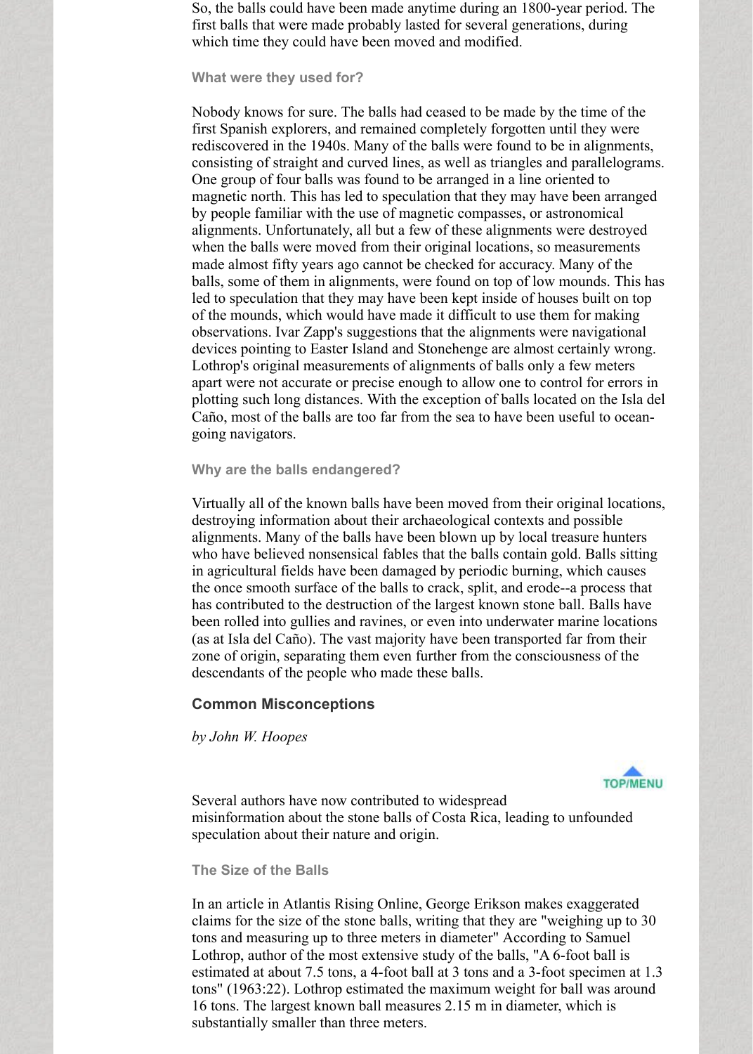So, the balls could have been made anytime during an 1800-year period. The first balls that were made probably lasted for several generations, during which time they could have been moved and modified.

### What were they used for?

Nobody knows for sure. The balls had ceased to be made by the time of the first Spanish explorers, and remained completely forgotten until they were rediscovered in the 1940s. Many of the balls were found to be in alignments, consisting of straight and curved lines, as well as triangles and parallelograms. One group of four balls was found to be arranged in a line oriented to magnetic north. This has led to speculation that they may have been arranged by people familiar with the use of magnetic compasses, or astronomical alignments. Unfortunately, all but a few of these alignments were destroyed when the balls were moved from their original locations, so measurements made almost fifty years ago cannot be checked for accuracy. Many of the balls, some of them in alignments, were found on top of low mounds. This has led to speculation that they may have been kept inside of houses built on top of the mounds, which would have made it difficult to use them for making observations. Ivar Zapp's suggestions that the alignments were navigational devices pointing to Easter Island and Stonehenge are almost certainly wrong. Lothrop's original measurements of alignments of balls only a few meters apart were not accurate or precise enough to allow one to control for errors in plotting such long distances. With the exception of balls located on the Isla del Caño, most of the balls are too far from the sea to have been useful to ocean-going navigators.

### Why are the balls endangered?

Virtually all of the known balls have been moved from their original locations, destroying information about their archaeological contexts and possible alignments. Many of the balls have been blown up by local treasure hunters who have believed nonsensical fables that the balls contain gold. Balls sitting in agricultural fields have been damaged by periodic burning, which causes the once smooth surface of the balls to crack, split, and erode--a process that has contributed to the destruction of the largest known stone ball. Balls have been rolled into gullies and ravines, or even into underwater marine locations (as at Isla del Caño). The vast majority have been transported far from their zone of origin, separating them even further from the consciousness of the descendants of the people who made these balls.

## Common Misconceptions

*by John W. Hoopes*

Several authors have now contributed to widespread misinformation about the stone balls of Costa Rica, leading to unfounded speculation about their nature and origin.

### The Size of the Balls

In an article in Atlantis Rising Online, George Erikson makes exaggerated claims for the size of the stone balls, writing that they are "weighing up to 30 tons and measuring up to three meters in diameter" According to Samuel Lothrop, author of the most extensive study of the balls, "A 6-foot ball is estimated at about 7.5 tons, a 4-foot ball at 3 tons and a 3-foot specimen at 1.3 tons" (1963:22). Lothrop estimated the maximum weight for ball was around 16 tons. The largest known ball measures 2.15 m in diameter, which is substantially smaller than three meters.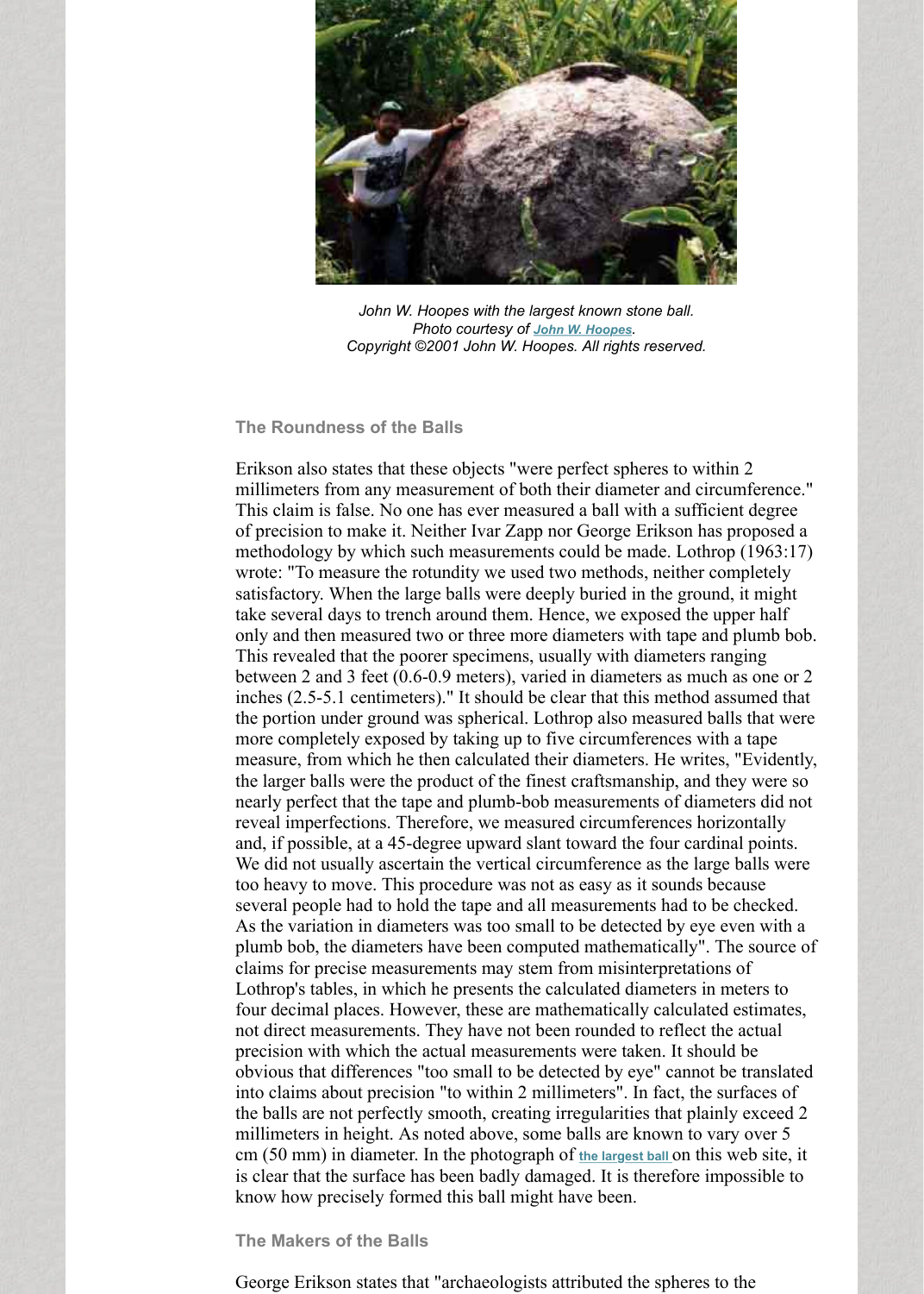*John W. Hoopes with the largest known stone ball.*
*Photo courtesy of John W. Hoopes.*
*Copyright ©2001 John W. Hoopes. All rights reserved.*

### The Roundness of the Balls

Erikson also states that these objects "were perfect spheres to within 2 millimeters from any measurement of both their diameter and circumference." This claim is false. No one has ever measured a ball with a sufficient degree of precision to make it. Neither Ivar Zapp nor George Erikson has proposed a methodology by which such measurements could be made. Lothrop (1963:17) wrote: "To measure the rotundity we used two methods, neither completely satisfactory. When the large balls were deeply buried in the ground, it might take several days to trench around them. Hence, we exposed the upper half only and then measured two or three more diameters with tape and plumb bob. This revealed that the poorer specimens, usually with diameters ranging between 2 and 3 feet (0.6-0.9 meters), varied in diameters as much as one or 2 inches (2.5-5.1 centimeters)." It should be clear that this method assumed that the portion under ground was spherical. Lothrop also measured balls that were more completely exposed by taking up to five circumferences with a tape measure, from which he then calculated their diameters. He writes, "Evidently, the larger balls were the product of the finest craftsmanship, and they were so nearly perfect that the tape and plumb-bob measurements of diameters did not reveal imperfections. Therefore, we measured circumferences horizontally and, if possible, at a 45-degree upward slant toward the four cardinal points. We did not usually ascertain the vertical circumference as the large balls were too heavy to move. This procedure was not as easy as it sounds because several people had to hold the tape and all measurements had to be checked. As the variation in diameters was too small to be detected by eye even with a plumb bob, the diameters have been computed mathematically". The source of claims for precise measurements may stem from misinterpretations of Lothrop's tables, in which he presents the calculated diameters in meters to four decimal places. However, these are mathematically calculated estimates, not direct measurements. They have not been rounded to reflect the actual precision with which the actual measurements were taken. It should be obvious that differences "too small to be detected by eye" cannot be translated into claims about precision "to within 2 millimeters". In fact, the surfaces of the balls are not perfectly smooth, creating irregularities that plainly exceed 2 millimeters in height. As noted above, some balls are known to vary over 5 cm (50 mm) in diameter. In the photograph of the largest ball on this web site, it is clear that the surface has been badly damaged. It is therefore impossible to know how precisely formed this ball might have been.

### The Makers of the Balls

George Erikson states that "archaeologists attributed the spheres to the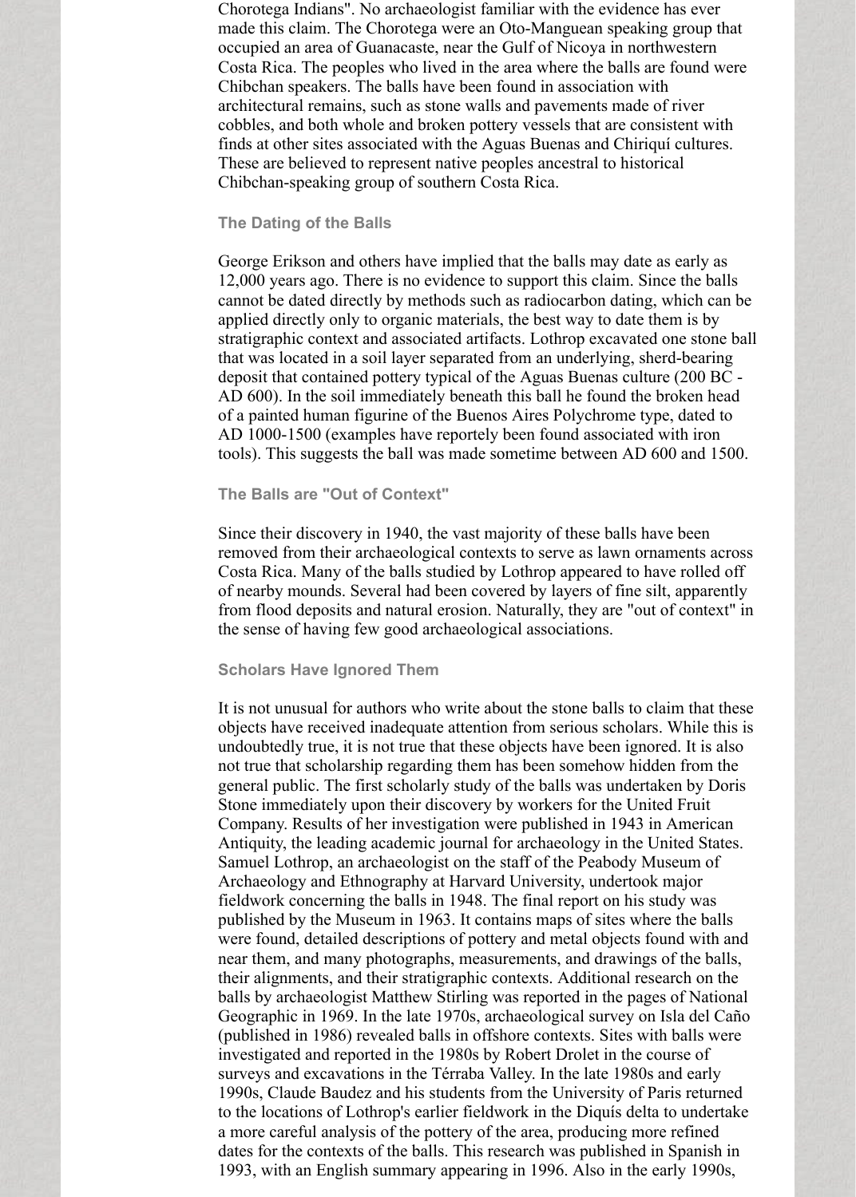Chorotega Indians". No archaeologist familiar with the evidence has ever made this claim. The Chorotega were an Oto-Manguean speaking group that occupied an area of Guanacaste, near the Gulf of Nicoya in northwestern Costa Rica. The peoples who lived in the area where the balls are found were Chibchan speakers. The balls have been found in association with architectural remains, such as stone walls and pavements made of river cobbles, and both whole and broken pottery vessels that are consistent with finds at other sites associated with the Aguas Buenas and Chiriquí cultures. These are believed to represent native peoples ancestral to historical Chibchan-speaking group of southern Costa Rica.

### The Dating of the Balls

George Erikson and others have implied that the balls may date as early as 12,000 years ago. There is no evidence to support this claim. Since the balls cannot be dated directly by methods such as radiocarbon dating, which can be applied directly only to organic materials, the best way to date them is by stratigraphic context and associated artifacts. Lothrop excavated one stone ball that was located in a soil layer separated from an underlying, sherd-bearing deposit that contained pottery typical of the Aguas Buenas culture (200 BC - AD 600). In the soil immediately beneath this ball he found the broken head of a painted human figurine of the Buenos Aires Polychrome type, dated to AD 1000-1500 (examples have reportely been found associated with iron tools). This suggests the ball was made sometime between AD 600 and 1500.

### The Balls are "Out of Context"

Since their discovery in 1940, the vast majority of these balls have been removed from their archaeological contexts to serve as lawn ornaments across Costa Rica. Many of the balls studied by Lothrop appeared to have rolled off of nearby mounds. Several had been covered by layers of fine silt, apparently from flood deposits and natural erosion. Naturally, they are "out of context" in the sense of having few good archaeological associations.

### Scholars Have Ignored Them

It is not unusual for authors who write about the stone balls to claim that these objects have received inadequate attention from serious scholars. While this is undoubtedly true, it is not true that these objects have been ignored. It is also not true that scholarship regarding them has been somehow hidden from the general public. The first scholarly study of the balls was undertaken by Doris Stone immediately upon their discovery by workers for the United Fruit Company. Results of her investigation were published in 1943 in American Antiquity, the leading academic journal for archaeology in the United States. Samuel Lothrop, an archaeologist on the staff of the Peabody Museum of Archaeology and Ethnography at Harvard University, undertook major fieldwork concerning the balls in 1948. The final report on his study was published by the Museum in 1963. It contains maps of sites where the balls were found, detailed descriptions of pottery and metal objects found with and near them, and many photographs, measurements, and drawings of the balls, their alignments, and their stratigraphic contexts. Additional research on the balls by archaeologist Matthew Stirling was reported in the pages of National Geographic in 1969. In the late 1970s, archaeological survey on Isla del Caño (published in 1986) revealed balls in offshore contexts. Sites with balls were investigated and reported in the 1980s by Robert Drolet in the course of surveys and excavations in the Térraba Valley. In the late 1980s and early 1990s, Claude Baudez and his students from the University of Paris returned to the locations of Lothrop's earlier fieldwork in the Diquís delta to undertake a more careful analysis of the pottery of the area, producing more refined dates for the contexts of the balls. This research was published in Spanish in 1993, with an English summary appearing in 1996. Also in the early 1990s,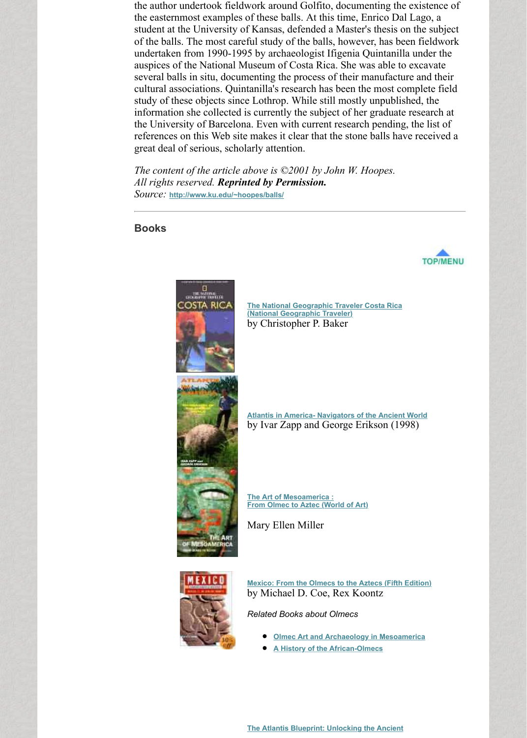the author undertook fieldwork around Golfito, documenting the existence of the easternmost examples of these balls. At this time, Enrico Dal Lago, a student at the University of Kansas, defended a Master's thesis on the subject of the balls. The most careful study of the balls, however, has been fieldwork undertaken from 1990-1995 by archaeologist Ifigenia Quintanilla under the auspices of the National Museum of Costa Rica. She was able to excavate several balls in situ, documenting the process of their manufacture and their cultural associations. Quintanilla's research has been the most complete field study of these objects since Lothrop. While still mostly unpublished, the information she collected is currently the subject of her graduate research at the University of Barcelona. Even with current research pending, the list of references on this Web site makes it clear that the stone balls have received a great deal of serious, scholarly attention.

*The content of the article above is ©2001 by John W. Hoopes. All rights reserved.* ***Reprinted by Permission.***
*Source:* http://www.ku.edu/~hoopes/balls/

---

## Books

TOP/MENU

The National Geographic Traveler Costa Rica (National Geographic Traveler)
by Christopher P. Baker

Atlantis in America- Navigators of the Ancient World
by Ivar Zapp and George Erikson (1998)

The Art of Mesoamerica : From Olmec to Aztec (World of Art)

Mary Ellen Miller

Mexico: From the Olmecs to the Aztecs (Fifth Edition)
by Michael D. Coe, Rex Koontz

*Related Books about Olmecs*

- Olmec Art and Archaeology in Mesoamerica
- A History of the African-Olmecs

The Atlantis Blueprint: Unlocking the Ancient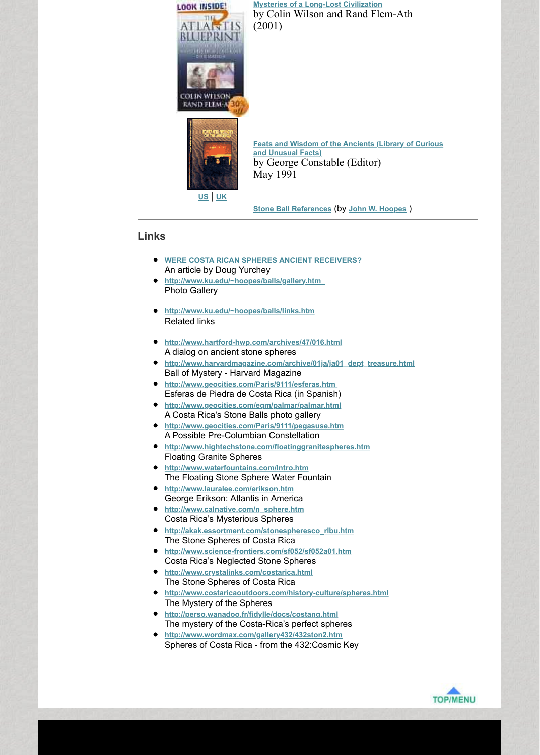[Mysteries of a Long-Lost Civilization](#)
by Colin Wilson and Rand Flem-Ath
(2001)

[Feats and Wisdom of the Ancients (Library of Curious and Unusual Facts)](#)
by George Constable (Editor)
May 1991

[US](#) | [UK](#)

[Stone Ball References](#) (by [John W. Hoopes](#) )

---

## Links

- [WERE COSTA RICAN SPHERES ANCIENT RECEIVERS?](#)
  An article by Doug Yurchey
- http://www.ku.edu/~hoopes/balls/gallery.htm
  Photo Gallery
- http://www.ku.edu/~hoopes/balls/links.htm
  Related links
- http://www.hartford-hwp.com/archives/47/016.html
  A dialog on ancient stone spheres
- http://www.harvardmagazine.com/archive/01ja/ja01_dept_treasure.html
  Ball of Mystery - Harvard Magazine
- http://www.geocities.com/Paris/9111/esferas.htm
  Esferas de Piedra de Costa Rica (in Spanish)
- http://www.geocities.com/eqm/palmar/palmar.html
  A Costa Rica's Stone Balls photo gallery
- http://www.geocities.com/Paris/9111/pegasuse.htm
  A Possible Pre-Columbian Constellation
- http://www.hightechstone.com/floatinggranitespheres.htm
  Floating Granite Spheres
- http://www.waterfountains.com/Intro.htm
  The Floating Stone Sphere Water Fountain
- http://www.lauralee.com/erikson.htm
  George Erikson: Atlantis in America
- http://www.calnative.com/n_sphere.htm
  Costa Rica's Mysterious Spheres
- http://akak.essortment.com/stonespheresco_rlbu.htm
  The Stone Spheres of Costa Rica
- http://www.science-frontiers.com/sf052/sf052a01.htm
  Costa Rica's Neglected Stone Spheres
- http://www.crystalinks.com/costarica.html
  The Stone Spheres of Costa Rica
- http://www.costaricaoutdoors.com/history-culture/spheres.html
  The Mystery of the Spheres
- http://perso.wanadoo.fr/fidylle/docs/costang.html
  The mystery of the Costa-Rica's perfect spheres
- http://www.wordmax.com/gallery432/432ston2.htm
  Spheres of Costa Rica - from the 432:Cosmic Key

TOP/MENU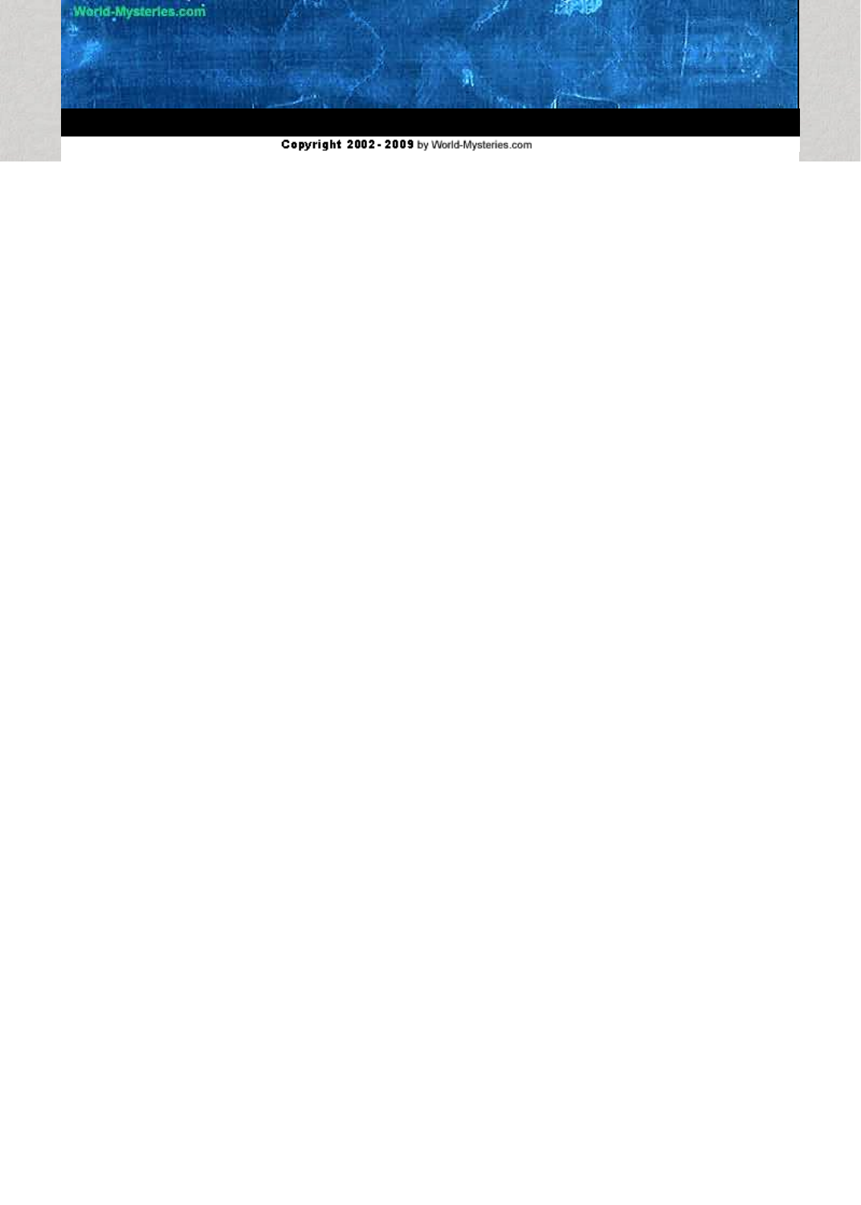World-Mysteries.com

Copyright 2002 - 2009 by World-Mysteries.com